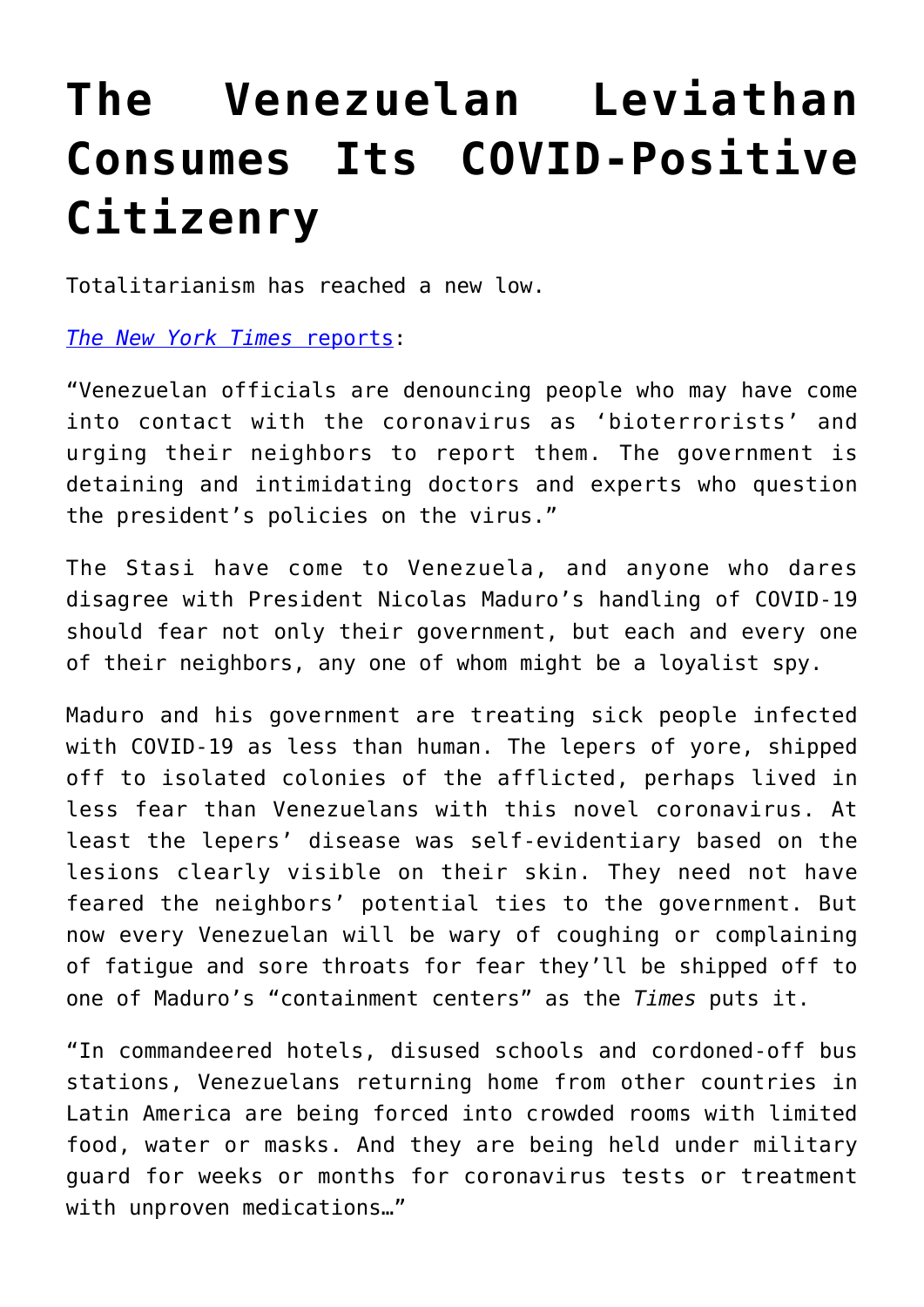# The Venezuelan Leviathan Consumes Its COVID-Positive Citizenry

Totalitarianism has reached a new low.

[*The New York Times* reports]:

"Venezuelan officials are denouncing people who may have come into contact with the coronavirus as 'bioterrorists' and urging their neighbors to report them. The government is detaining and intimidating doctors and experts who question the president's policies on the virus."

The Stasi have come to Venezuela, and anyone who dares disagree with President Nicolas Maduro's handling of COVID-19 should fear not only their government, but each and every one of their neighbors, any one of whom might be a loyalist spy.

Maduro and his government are treating sick people infected with COVID-19 as less than human. The lepers of yore, shipped off to isolated colonies of the afflicted, perhaps lived in less fear than Venezuelans with this novel coronavirus. At least the lepers' disease was self-evidentiary based on the lesions clearly visible on their skin. They need not have feared the neighbors' potential ties to the government. But now every Venezuelan will be wary of coughing or complaining of fatigue and sore throats for fear they'll be shipped off to one of Maduro's "containment centers" as the *Times* puts it.

"In commandeered hotels, disused schools and cordoned-off bus stations, Venezuelans returning home from other countries in Latin America are being forced into crowded rooms with limited food, water or masks. And they are being held under military guard for weeks or months for coronavirus tests or treatment with unproven medications…"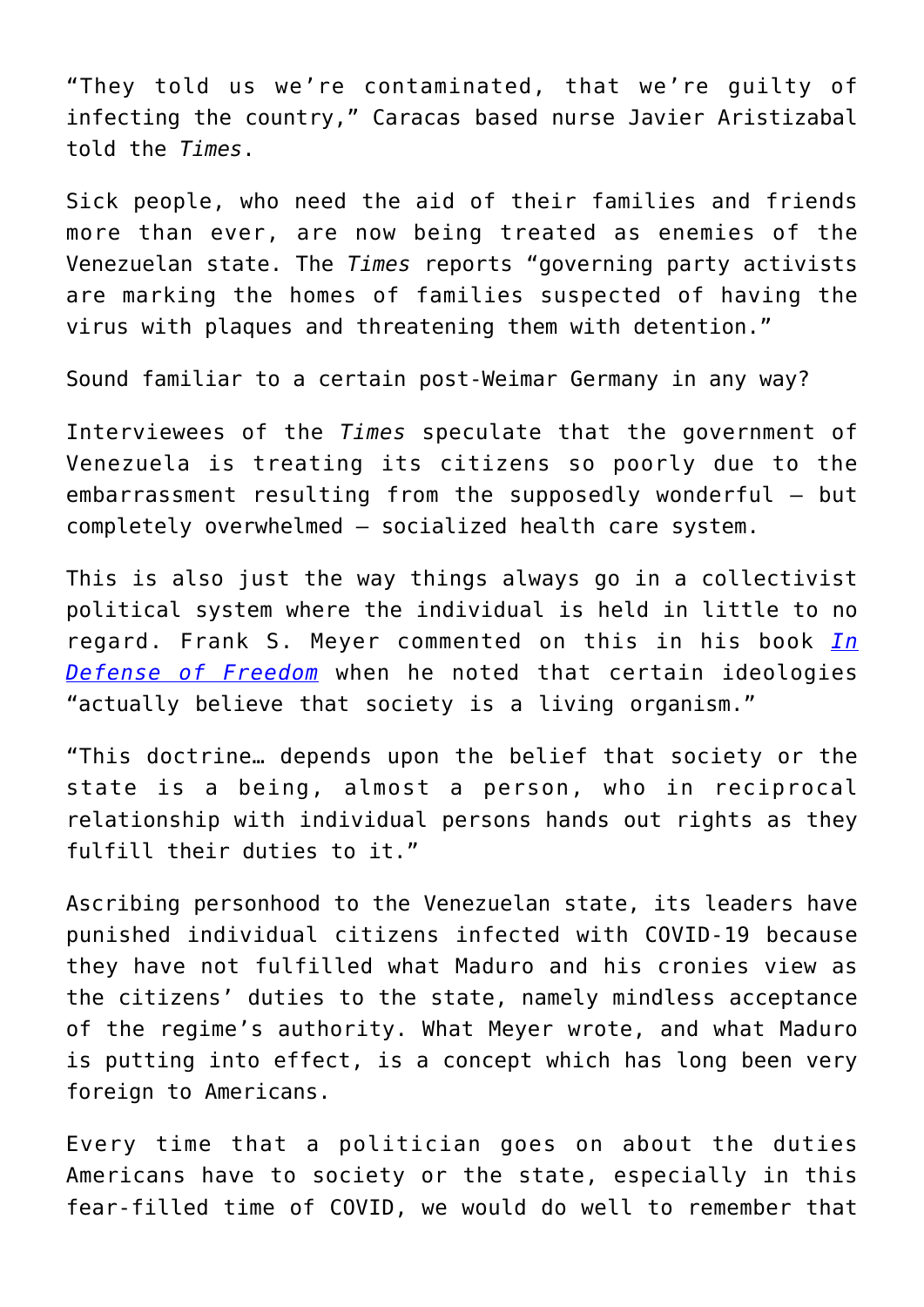“They told us we’re contaminated, that we’re guilty of infecting the country,” Caracas based nurse Javier Aristizabal told the *Times*.

Sick people, who need the aid of their families and friends more than ever, are now being treated as enemies of the Venezuelan state. The *Times* reports “governing party activists are marking the homes of families suspected of having the virus with plaques and threatening them with detention.”

Sound familiar to a certain post-Weimar Germany in any way?

Interviewees of the *Times* speculate that the government of Venezuela is treating its citizens so poorly due to the embarrassment resulting from the supposedly wonderful – but completely overwhelmed – socialized health care system.

This is also just the way things always go in a collectivist political system where the individual is held in little to no regard. Frank S. Meyer commented on this in his book *In Defense of Freedom* when he noted that certain ideologies “actually believe that society is a living organism.”

“This doctrine… depends upon the belief that society or the state is a being, almost a person, who in reciprocal relationship with individual persons hands out rights as they fulfill their duties to it.”

Ascribing personhood to the Venezuelan state, its leaders have punished individual citizens infected with COVID-19 because they have not fulfilled what Maduro and his cronies view as the citizens’ duties to the state, namely mindless acceptance of the regime’s authority. What Meyer wrote, and what Maduro is putting into effect, is a concept which has long been very foreign to Americans.

Every time that a politician goes on about the duties Americans have to society or the state, especially in this fear-filled time of COVID, we would do well to remember that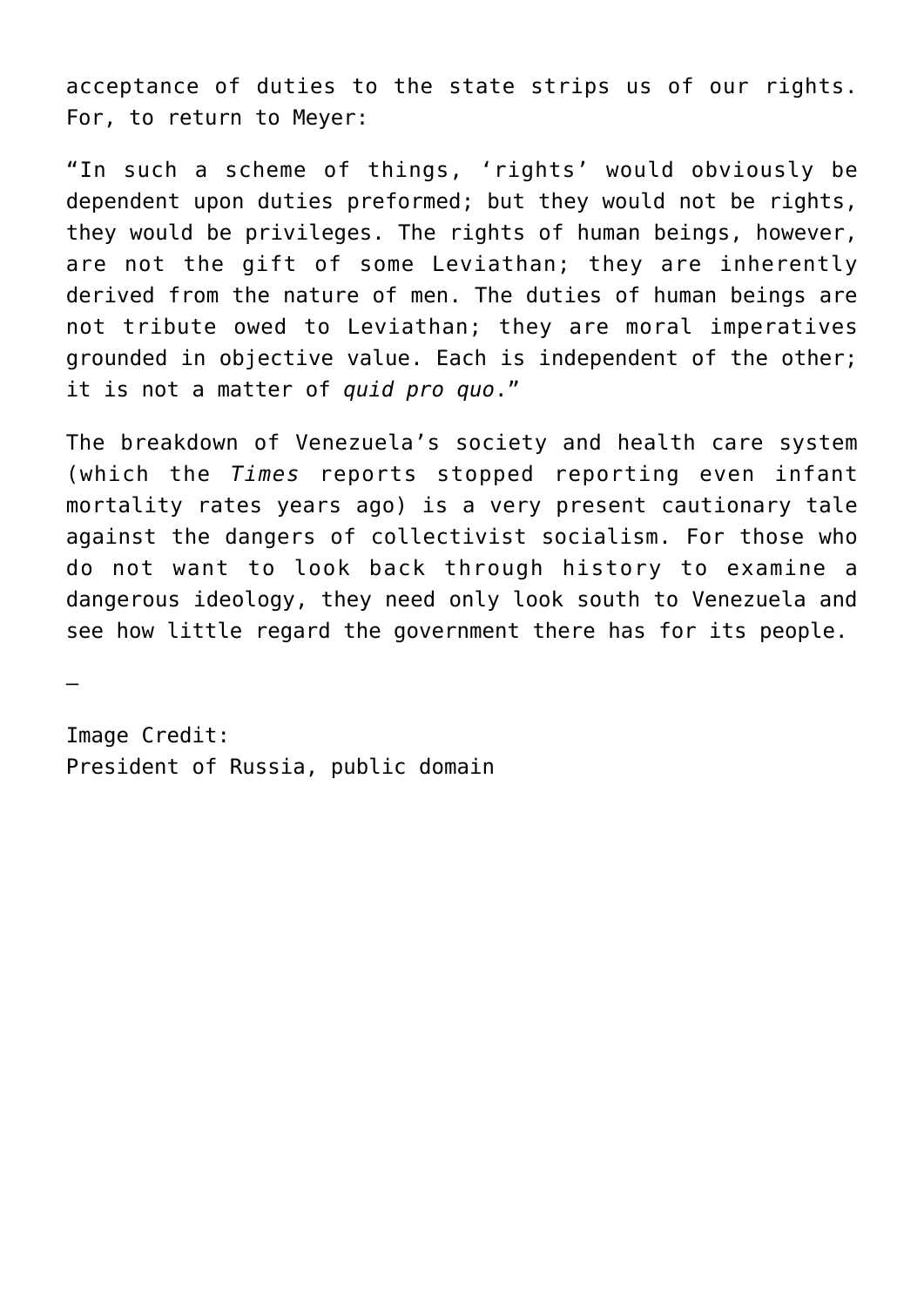acceptance of duties to the state strips us of our rights. For, to return to Meyer:

"In such a scheme of things, 'rights' would obviously be dependent upon duties preformed; but they would not be rights, they would be privileges. The rights of human beings, however, are not the gift of some Leviathan; they are inherently derived from the nature of men. The duties of human beings are not tribute owed to Leviathan; they are moral imperatives grounded in objective value. Each is independent of the other; it is not a matter of *quid pro quo*."

The breakdown of Venezuela's society and health care system (which the *Times* reports stopped reporting even infant mortality rates years ago) is a very present cautionary tale against the dangers of collectivist socialism. For those who do not want to look back through history to examine a dangerous ideology, they need only look south to Venezuela and see how little regard the government there has for its people.

—

Image Credit:
President of Russia, public domain